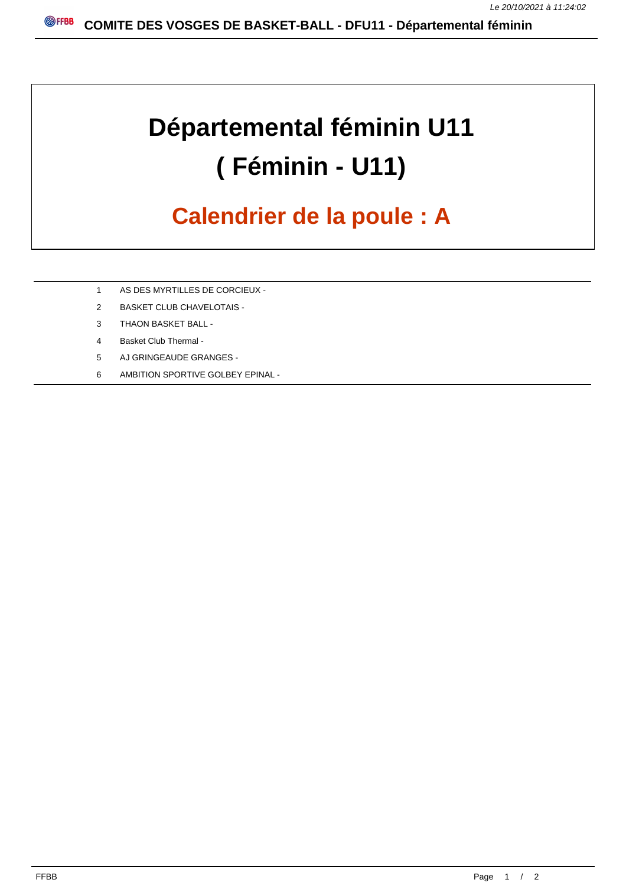# Départemental féminin U11

# ( Féminin - U11)

## Calendrier de la poule : A

| | |
|---|---|
| 1 | AS DES MYRTILLES DE CORCIEUX - |
| 2 | BASKET CLUB CHAVELOTAIS - |
| 3 | THAON BASKET BALL - |
| 4 | Basket Club Thermal - |
| 5 | AJ GRINGEAUDE GRANGES - |
| 6 | AMBITION SPORTIVE GOLBEY EPINAL - |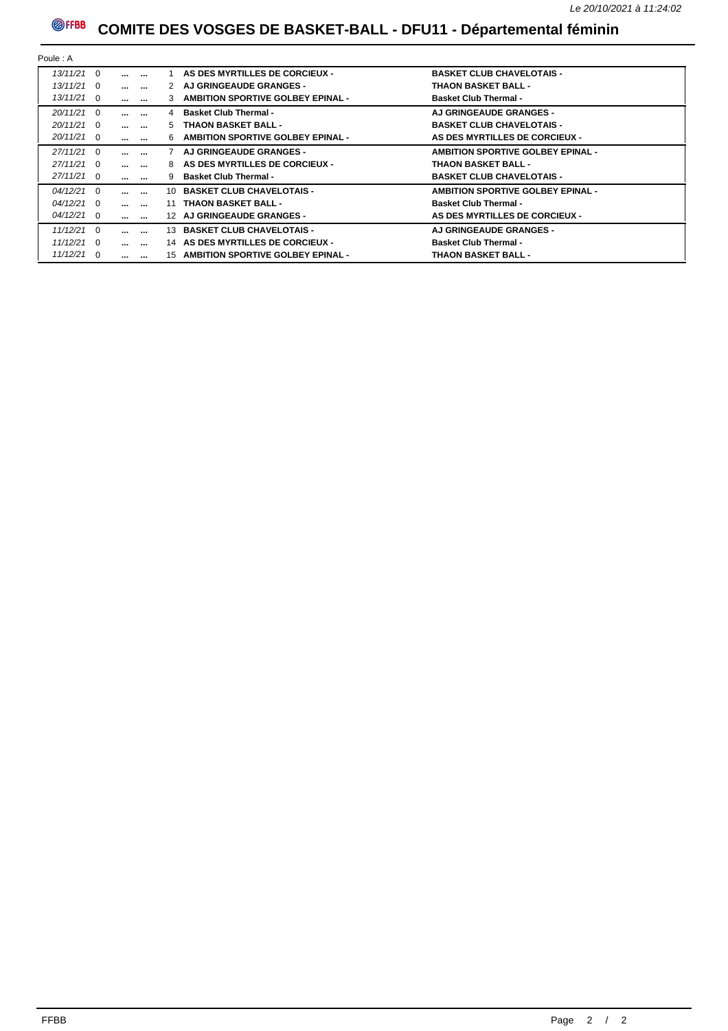# COMITE DES VOSGES DE BASKET-BALL - DFU11 - Départemental féminin

*Le 20/10/2021 à 11:24:02*

Poule : A

| | | | | | | |
|---|---|---|---|---|---|---|
| *13/11/21* | 0 | ... | ... | 1 | **AS DES MYRTILLES DE CORCIEUX -** | **BASKET CLUB CHAVELOTAIS -** |
| *13/11/21* | 0 | ... | ... | 2 | **AJ GRINGEAUDE GRANGES -** | **THAON BASKET BALL -** |
| *13/11/21* | 0 | ... | ... | 3 | **AMBITION SPORTIVE GOLBEY EPINAL -** | **Basket Club Thermal -** |
| *20/11/21* | 0 | ... | ... | 4 | **Basket Club Thermal -** | **AJ GRINGEAUDE GRANGES -** |
| *20/11/21* | 0 | ... | ... | 5 | **THAON BASKET BALL -** | **BASKET CLUB CHAVELOTAIS -** |
| *20/11/21* | 0 | ... | ... | 6 | **AMBITION SPORTIVE GOLBEY EPINAL -** | **AS DES MYRTILLES DE CORCIEUX -** |
| *27/11/21* | 0 | ... | ... | 7 | **AJ GRINGEAUDE GRANGES -** | **AMBITION SPORTIVE GOLBEY EPINAL -** |
| *27/11/21* | 0 | ... | ... | 8 | **AS DES MYRTILLES DE CORCIEUX -** | **THAON BASKET BALL -** |
| *27/11/21* | 0 | ... | ... | 9 | **Basket Club Thermal -** | **BASKET CLUB CHAVELOTAIS -** |
| *04/12/21* | 0 | ... | ... | 10 | **BASKET CLUB CHAVELOTAIS -** | **AMBITION SPORTIVE GOLBEY EPINAL -** |
| *04/12/21* | 0 | ... | ... | 11 | **THAON BASKET BALL -** | **Basket Club Thermal -** |
| *04/12/21* | 0 | ... | ... | 12 | **AJ GRINGEAUDE GRANGES -** | **AS DES MYRTILLES DE CORCIEUX -** |
| *11/12/21* | 0 | ... | ... | 13 | **BASKET CLUB CHAVELOTAIS -** | **AJ GRINGEAUDE GRANGES -** |
| *11/12/21* | 0 | ... | ... | 14 | **AS DES MYRTILLES DE CORCIEUX -** | **Basket Club Thermal -** |
| *11/12/21* | 0 | ... | ... | 15 | **AMBITION SPORTIVE GOLBEY EPINAL -** | **THAON BASKET BALL -** |